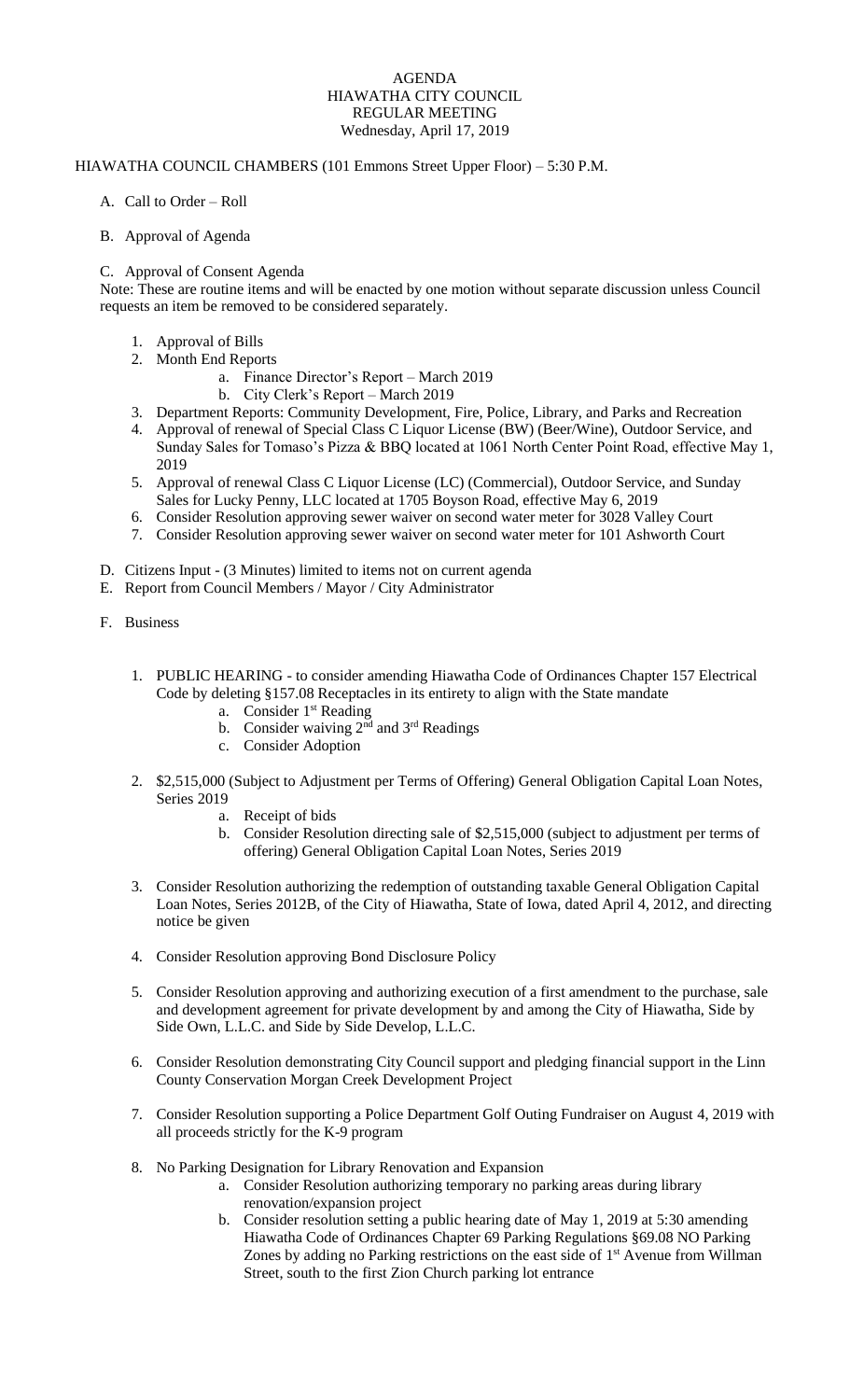# AGENDA
## HIAWATHA CITY COUNCIL
## REGULAR MEETING
### Wednesday, April 17, 2019

HIAWATHA COUNCIL CHAMBERS (101 Emmons Street Upper Floor) – 5:30 P.M.

A. Call to Order – Roll

B. Approval of Agenda

C. Approval of Consent Agenda

Note: These are routine items and will be enacted by one motion without separate discussion unless Council requests an item be removed to be considered separately.

1. Approval of Bills
2. Month End Reports
   a. Finance Director's Report – March 2019
   b. City Clerk's Report – March 2019
3. Department Reports: Community Development, Fire, Police, Library, and Parks and Recreation
4. Approval of renewal of Special Class C Liquor License (BW) (Beer/Wine), Outdoor Service, and Sunday Sales for Tomaso's Pizza & BBQ located at 1061 North Center Point Road, effective May 1, 2019
5. Approval of renewal Class C Liquor License (LC) (Commercial), Outdoor Service, and Sunday Sales for Lucky Penny, LLC located at 1705 Boyson Road, effective May 6, 2019
6. Consider Resolution approving sewer waiver on second water meter for 3028 Valley Court
7. Consider Resolution approving sewer waiver on second water meter for 101 Ashworth Court

D. Citizens Input - (3 Minutes) limited to items not on current agenda

E. Report from Council Members / Mayor / City Administrator

F. Business

1. PUBLIC HEARING - to consider amending Hiawatha Code of Ordinances Chapter 157 Electrical Code by deleting §157.08 Receptacles in its entirety to align with the State mandate
   a. Consider 1st Reading
   b. Consider waiving 2nd and 3rd Readings
   c. Consider Adoption

2. $2,515,000 (Subject to Adjustment per Terms of Offering) General Obligation Capital Loan Notes, Series 2019
   a. Receipt of bids
   b. Consider Resolution directing sale of $2,515,000 (subject to adjustment per terms of offering) General Obligation Capital Loan Notes, Series 2019

3. Consider Resolution authorizing the redemption of outstanding taxable General Obligation Capital Loan Notes, Series 2012B, of the City of Hiawatha, State of Iowa, dated April 4, 2012, and directing notice be given

4. Consider Resolution approving Bond Disclosure Policy

5. Consider Resolution approving and authorizing execution of a first amendment to the purchase, sale and development agreement for private development by and among the City of Hiawatha, Side by Side Own, L.L.C. and Side by Side Develop, L.L.C.

6. Consider Resolution demonstrating City Council support and pledging financial support in the Linn County Conservation Morgan Creek Development Project

7. Consider Resolution supporting a Police Department Golf Outing Fundraiser on August 4, 2019 with all proceeds strictly for the K-9 program

8. No Parking Designation for Library Renovation and Expansion
   a. Consider Resolution authorizing temporary no parking areas during library renovation/expansion project
   b. Consider resolution setting a public hearing date of May 1, 2019 at 5:30 amending Hiawatha Code of Ordinances Chapter 69 Parking Regulations §69.08 NO Parking Zones by adding no Parking restrictions on the east side of 1st Avenue from Willman Street, south to the first Zion Church parking lot entrance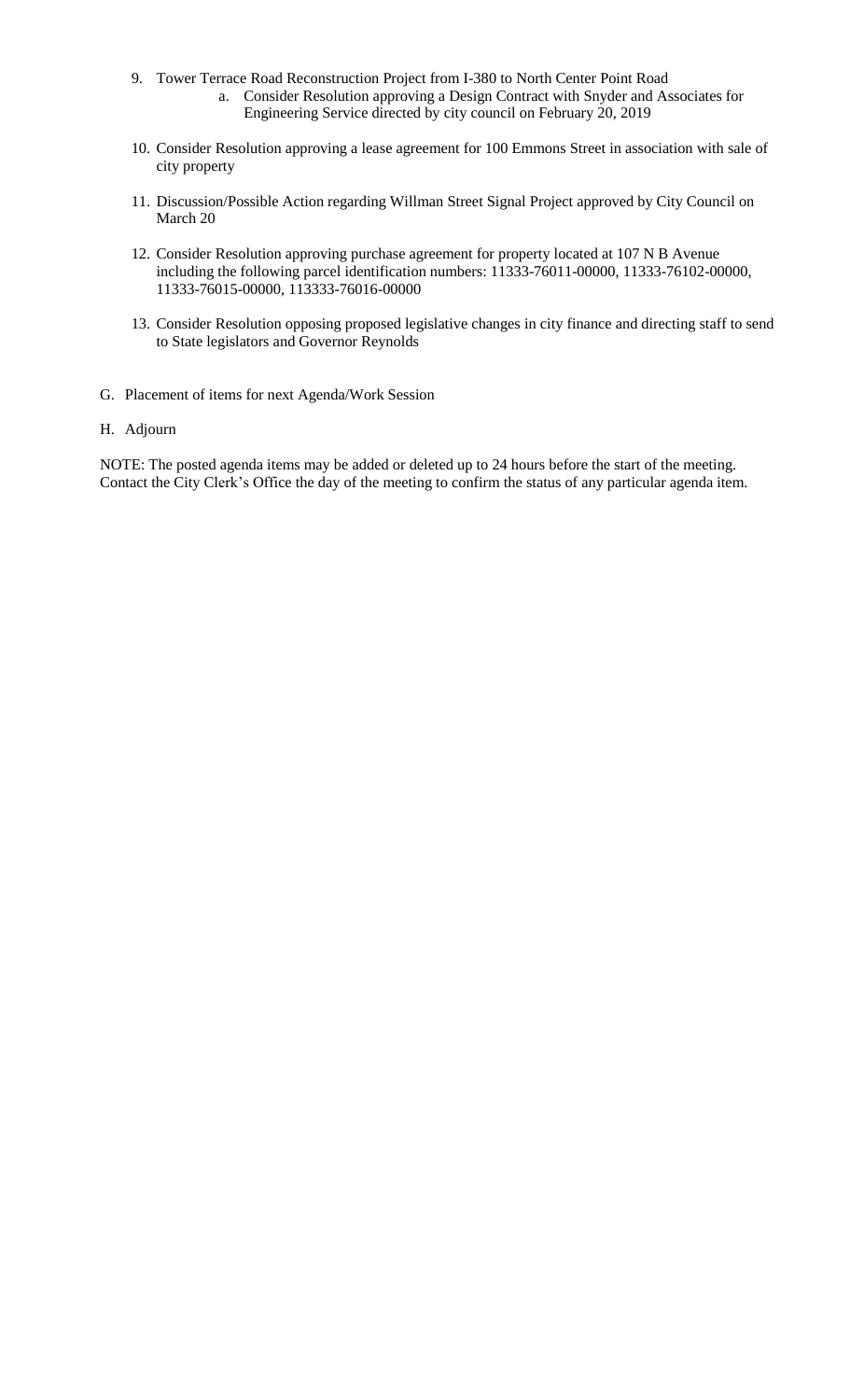9. Tower Terrace Road Reconstruction Project from I-380 to North Center Point Road
    a. Consider Resolution approving a Design Contract with Snyder and Associates for Engineering Service directed by city council on February 20, 2019

10. Consider Resolution approving a lease agreement for 100 Emmons Street in association with sale of city property

11. Discussion/Possible Action regarding Willman Street Signal Project approved by City Council on March 20

12. Consider Resolution approving purchase agreement for property located at 107 N B Avenue including the following parcel identification numbers: 11333-76011-00000, 11333-76102-00000, 11333-76015-00000, 113333-76016-00000

13. Consider Resolution opposing proposed legislative changes in city finance and directing staff to send to State legislators and Governor Reynolds

G. Placement of items for next Agenda/Work Session

H. Adjourn

NOTE: The posted agenda items may be added or deleted up to 24 hours before the start of the meeting. Contact the City Clerk's Office the day of the meeting to confirm the status of any particular agenda item.